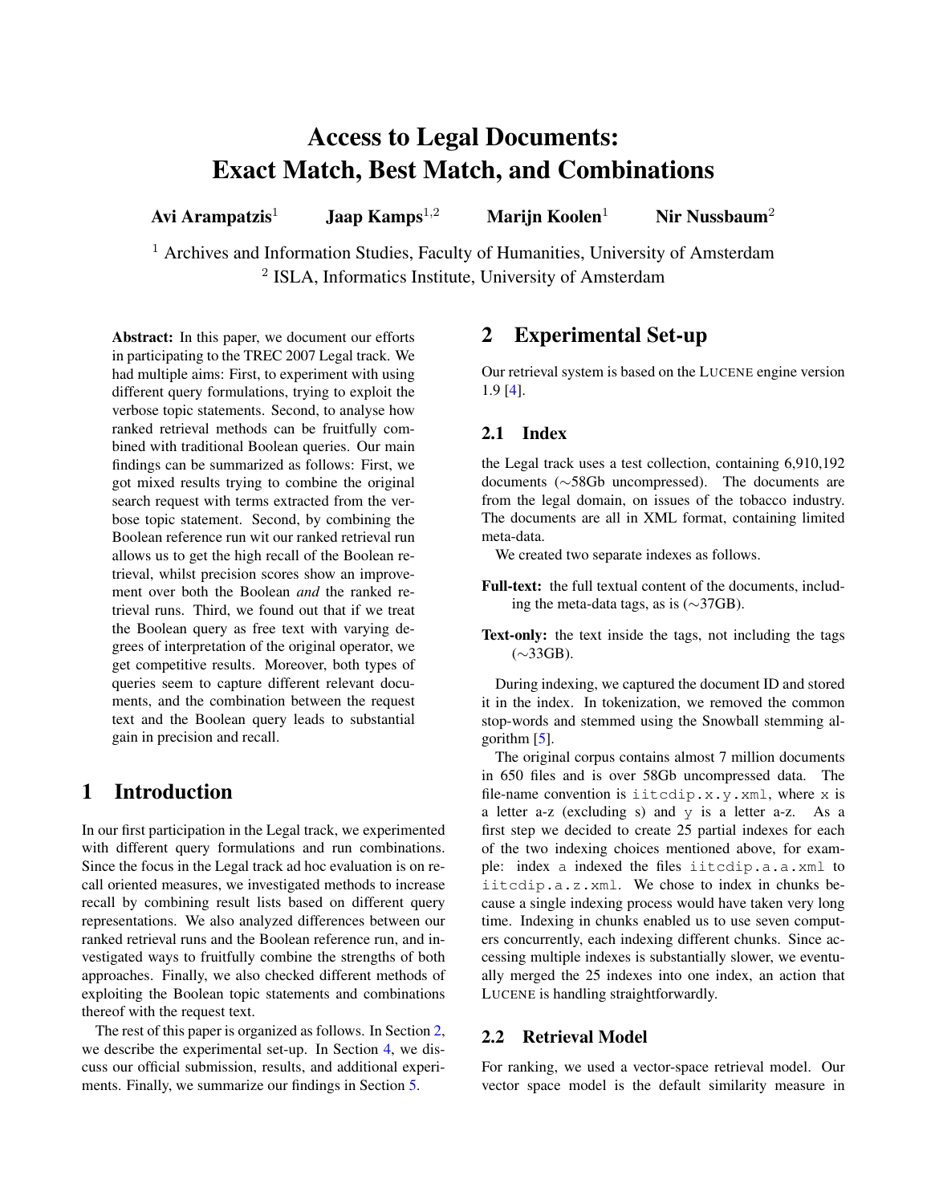# Access to Legal Documents: Exact Match, Best Match, and Combinations

**Avi Arampatzis**[1] **Jaap Kamps**[1,2] **Marijn Koolen**[1] **Nir Nussbaum**[2]

[1] Archives and Information Studies, Faculty of Humanities, University of Amsterdam
[2] ISLA, Informatics Institute, University of Amsterdam

**Abstract:** In this paper, we document our efforts in participating to the TREC 2007 Legal track. We had multiple aims: First, to experiment with using different query formulations, trying to exploit the verbose topic statements. Second, to analyse how ranked retrieval methods can be fruitfully combined with traditional Boolean queries. Our main findings can be summarized as follows: First, we got mixed results trying to combine the original search request with terms extracted from the verbose topic statement. Second, by combining the Boolean reference run wit our ranked retrieval run allows us to get the high recall of the Boolean retrieval, whilst precision scores show an improvement over both the Boolean *and* the ranked retrieval runs. Third, we found out that if we treat the Boolean query as free text with varying degrees of interpretation of the original operator, we get competitive results. Moreover, both types of queries seem to capture different relevant documents, and the combination between the request text and the Boolean query leads to substantial gain in precision and recall.

## 1 Introduction

In our first participation in the Legal track, we experimented with different query formulations and run combinations. Since the focus in the Legal track ad hoc evaluation is on recall oriented measures, we investigated methods to increase recall by combining result lists based on different query representations. We also analyzed differences between our ranked retrieval runs and the Boolean reference run, and investigated ways to fruitfully combine the strengths of both approaches. Finally, we also checked different methods of exploiting the Boolean topic statements and combinations thereof with the request text.

The rest of this paper is organized as follows. In Section 2, we describe the experimental set-up. In Section 4, we discuss our official submission, results, and additional experiments. Finally, we summarize our findings in Section 5.

## 2 Experimental Set-up

Our retrieval system is based on the LUCENE engine version 1.9 [4].

### 2.1 Index

the Legal track uses a test collection, containing 6,910,192 documents (∼58Gb uncompressed). The documents are from the legal domain, on issues of the tobacco industry. The documents are all in XML format, containing limited meta-data.

We created two separate indexes as follows.

**Full-text:** the full textual content of the documents, including the meta-data tags, as is (∼37GB).

**Text-only:** the text inside the tags, not including the tags (∼33GB).

During indexing, we captured the document ID and stored it in the index. In tokenization, we removed the common stop-words and stemmed using the Snowball stemming algorithm [5].

The original corpus contains almost 7 million documents in 650 files and is over 58Gb uncompressed data. The file-name convention is `iitcdip.x.y.xml`, where `x` is a letter a-z (excluding s) and `y` is a letter a-z. As a first step we decided to create 25 partial indexes for each of the two indexing choices mentioned above, for example: index `a` indexed the files `iitcdip.a.a.xml` to `iitcdip.a.z.xml`. We chose to index in chunks because a single indexing process would have taken very long time. Indexing in chunks enabled us to use seven computers concurrently, each indexing different chunks. Since accessing multiple indexes is substantially slower, we eventually merged the 25 indexes into one index, an action that LUCENE is handling straightforwardly.

### 2.2 Retrieval Model

For ranking, we used a vector-space retrieval model. Our vector space model is the default similarity measure in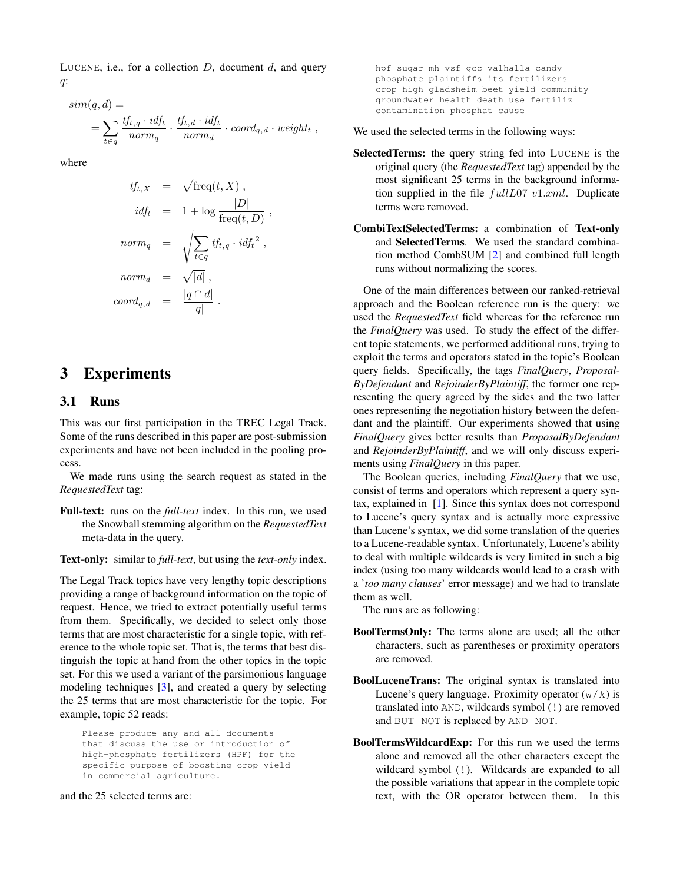LUCENE, i.e., for a collection $D$, document $d$, and query $q$:

$$sim(q,d) = \\ = \sum_{t \in q} \frac{tf_{t,q} \cdot idf_t}{norm_q} \cdot \frac{tf_{t,d} \cdot idf_t}{norm_d} \cdot coord_{q,d} \cdot weight_t \ ,$$

where

$$\begin{aligned} tf_{t,X} &= \sqrt{\text{freq}(t,X)} \ , \\ idf_t &= 1 + \log \frac{|D|}{\text{freq}(t,D)} \ , \\ norm_q &= \sqrt{\sum_{t \in q} tf_{t,q} \cdot idf_t{}^2} \ , \\ norm_d &= \sqrt{|d|} \ , \\ coord_{q,d} &= \frac{|q \cap d|}{|q|} \ . \end{aligned}$$

# 3 Experiments

## 3.1 Runs

This was our first participation in the TREC Legal Track. Some of the runs described in this paper are post-submission experiments and have not been included in the pooling process.

We made runs using the search request as stated in the *RequestedText* tag:

**Full-text:** runs on the *full-text* index. In this run, we used the Snowball stemming algorithm on the *RequestedText* meta-data in the query.

**Text-only:** similar to *full-text*, but using the *text-only* index.

The Legal Track topics have very lengthy topic descriptions providing a range of background information on the topic of request. Hence, we tried to extract potentially useful terms from them. Specifically, we decided to select only those terms that are most characteristic for a single topic, with reference to the whole topic set. That is, the terms that best distinguish the topic at hand from the other topics in the topic set. For this we used a variant of the parsimonious language modeling techniques [3], and created a query by selecting the 25 terms that are most characteristic for the topic. For example, topic 52 reads:

```
Please produce any and all documents
that discuss the use or introduction of
high-phosphate fertilizers (HPF) for the
specific purpose of boosting crop yield
in commercial agriculture.
```

and the 25 selected terms are:

```
hpf sugar mh vsf gcc valhalla candy
phosphate plaintiffs its fertilizers
crop high gladsheim beet yield community
groundwater health death use fertiliz
contamination phosphat cause
```

We used the selected terms in the following ways:

**SelectedTerms:** the query string fed into LUCENE is the original query (the *RequestedText* tag) appended by the most significant 25 terms in the background information supplied in the file $fullL07\_v1.xml$. Duplicate terms were removed.

**CombiTextSelectedTerms:** a combination of **Text-only** and **SelectedTerms**. We used the standard combination method CombSUM [2] and combined full length runs without normalizing the scores.

One of the main differences between our ranked-retrieval approach and the Boolean reference run is the query: we used the *RequestedText* field whereas for the reference run the *FinalQuery* was used. To study the effect of the different topic statements, we performed additional runs, trying to exploit the terms and operators stated in the topic's Boolean query fields. Specifically, the tags *FinalQuery*, *ProposalByDefendant* and *RejoinderByPlaintiff*, the former one representing the query agreed by the sides and the two latter ones representing the negotiation history between the defendant and the plaintiff. Our experiments showed that using *FinalQuery* gives better results than *ProposalByDefendant* and *RejoinderByPlaintiff*, and we will only discuss experiments using *FinalQuery* in this paper.

The Boolean queries, including *FinalQuery* that we use, consist of terms and operators which represent a query syntax, explained in [1]. Since this syntax does not correspond to Lucene's query syntax and is actually more expressive than Lucene's syntax, we did some translation of the queries to a Lucene-readable syntax. Unfortunately, Lucene's ability to deal with multiple wildcards is very limited in such a big index (using too many wildcards would lead to a crash with a '*too many clauses*' error message) and we had to translate them as well.

The runs are as following:

**BoolTermsOnly:** The terms alone are used; all the other characters, such as parentheses or proximity operators are removed.

**BoolLuceneTrans:** The original syntax is translated into Lucene's query language. Proximity operator (`w/k`) is translated into `AND`, wildcards symbol (`!`) are removed and `BUT NOT` is replaced by `AND NOT`.

**BoolTermsWildcardExp:** For this run we used the terms alone and removed all the other characters except the wildcard symbol (`!`). Wildcards are expanded to all the possible variations that appear in the complete topic text, with the OR operator between them. In this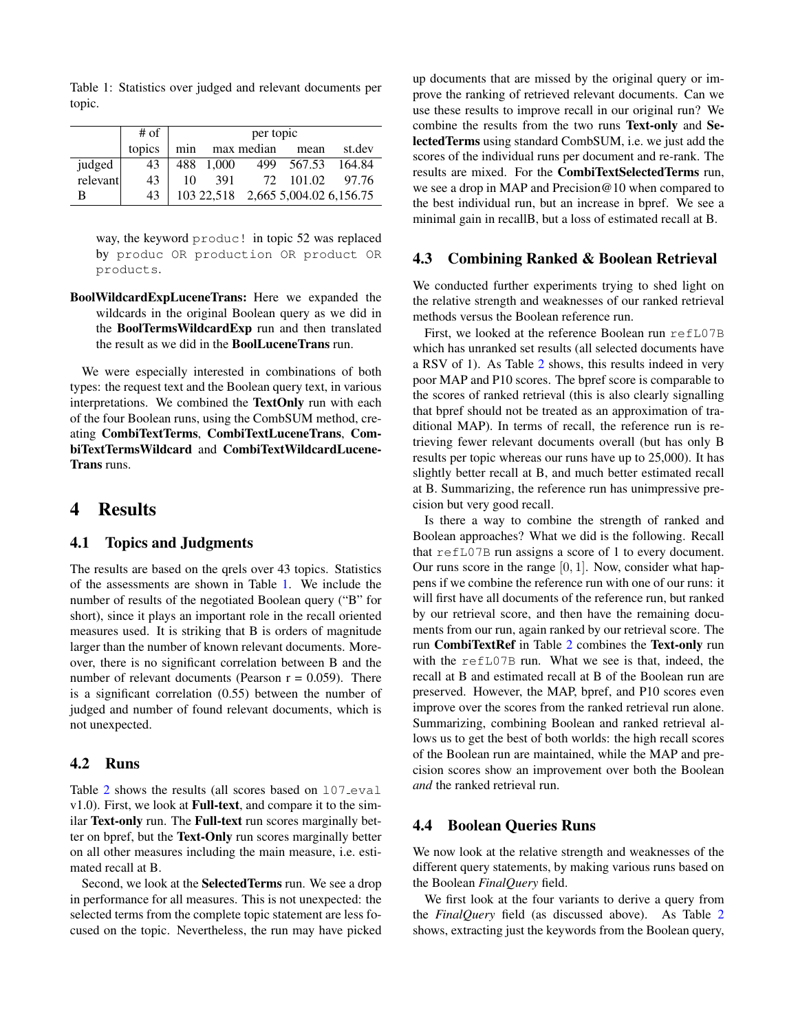Table 1: Statistics over judged and relevant documents per topic.

| | # of | per topic | | | | |
|---|---|---|---|---|---|---|
| | topics | min | max | median | mean | st.dev |
| judged | 43 | 488 | 1,000 | 499 | 567.53 | 164.84 |
| relevant | 43 | 10 | 391 | 72 | 101.02 | 97.76 |
| B | 43 | 103 | 22,518 | 2,665 | 5,004.02 | 6,156.75 |

way, the keyword `produc!` in topic 52 was replaced by `produc OR production OR product OR products`.

**BoolWildcardExpLuceneTrans:** Here we expanded the wildcards in the original Boolean query as we did in the **BoolTermsWildcardExp** run and then translated the result as we did in the **BoolLuceneTrans** run.

We were especially interested in combinations of both types: the request text and the Boolean query text, in various interpretations. We combined the **TextOnly** run with each of the four Boolean runs, using the CombSUM method, creating **CombiTextTerms**, **CombiTextLuceneTrans**, **CombiTextTermsWildcard** and **CombiTextWildcardLuceneTrans** runs.

# 4 Results

## 4.1 Topics and Judgments

The results are based on the qrels over 43 topics. Statistics of the assessments are shown in Table 1. We include the number of results of the negotiated Boolean query ("B" for short), since it plays an important role in the recall oriented measures used. It is striking that B is orders of magnitude larger than the number of known relevant documents. Moreover, there is no significant correlation between B and the number of relevant documents (Pearson r = 0.059). There is a significant correlation (0.55) between the number of judged and number of found relevant documents, which is not unexpected.

## 4.2 Runs

Table 2 shows the results (all scores based on `l07_eval` v1.0). First, we look at **Full-text**, and compare it to the similar **Text-only** run. The **Full-text** run scores marginally better on bpref, but the **Text-Only** run scores marginally better on all other measures including the main measure, i.e. estimated recall at B.

Second, we look at the **SelectedTerms** run. We see a drop in performance for all measures. This is not unexpected: the selected terms from the complete topic statement are less focused on the topic. Nevertheless, the run may have picked up documents that are missed by the original query or improve the ranking of retrieved relevant documents. Can we use these results to improve recall in our original run? We combine the results from the two runs **Text-only** and **SelectedTerms** using standard CombSUM, i.e. we just add the scores of the individual runs per document and re-rank. The results are mixed. For the **CombiTextSelectedTerms** run, we see a drop in MAP and Precision@10 when compared to the best individual run, but an increase in bpref. We see a minimal gain in recallB, but a loss of estimated recall at B.

## 4.3 Combining Ranked & Boolean Retrieval

We conducted further experiments trying to shed light on the relative strength and weaknesses of our ranked retrieval methods versus the Boolean reference run.

First, we looked at the reference Boolean run `refL07B` which has unranked set results (all selected documents have a RSV of 1). As Table 2 shows, this results indeed in very poor MAP and P10 scores. The bpref score is comparable to the scores of ranked retrieval (this is also clearly signalling that bpref should not be treated as an approximation of traditional MAP). In terms of recall, the reference run is retrieving fewer relevant documents overall (but has only B results per topic whereas our runs have up to 25,000). It has slightly better recall at B, and much better estimated recall at B. Summarizing, the reference run has unimpressive precision but very good recall.

Is there a way to combine the strength of ranked and Boolean approaches? What we did is the following. Recall that `refL07B` run assigns a score of 1 to every document. Our runs score in the range $[0, 1]$. Now, consider what happens if we combine the reference run with one of our runs: it will first have all documents of the reference run, but ranked by our retrieval score, and then have the remaining documents from our run, again ranked by our retrieval score. The run **CombiTextRef** in Table 2 combines the **Text-only** run with the `refL07B` run. What we see is that, indeed, the recall at B and estimated recall at B of the Boolean run are preserved. However, the MAP, bpref, and P10 scores even improve over the scores from the ranked retrieval run alone. Summarizing, combining Boolean and ranked retrieval allows us to get the best of both worlds: the high recall scores of the Boolean run are maintained, while the MAP and precision scores show an improvement over both the Boolean *and* the ranked retrieval run.

## 4.4 Boolean Queries Runs

We now look at the relative strength and weaknesses of the different query statements, by making various runs based on the Boolean *FinalQuery* field.

We first look at the four variants to derive a query from the *FinalQuery* field (as discussed above). As Table 2 shows, extracting just the keywords from the Boolean query,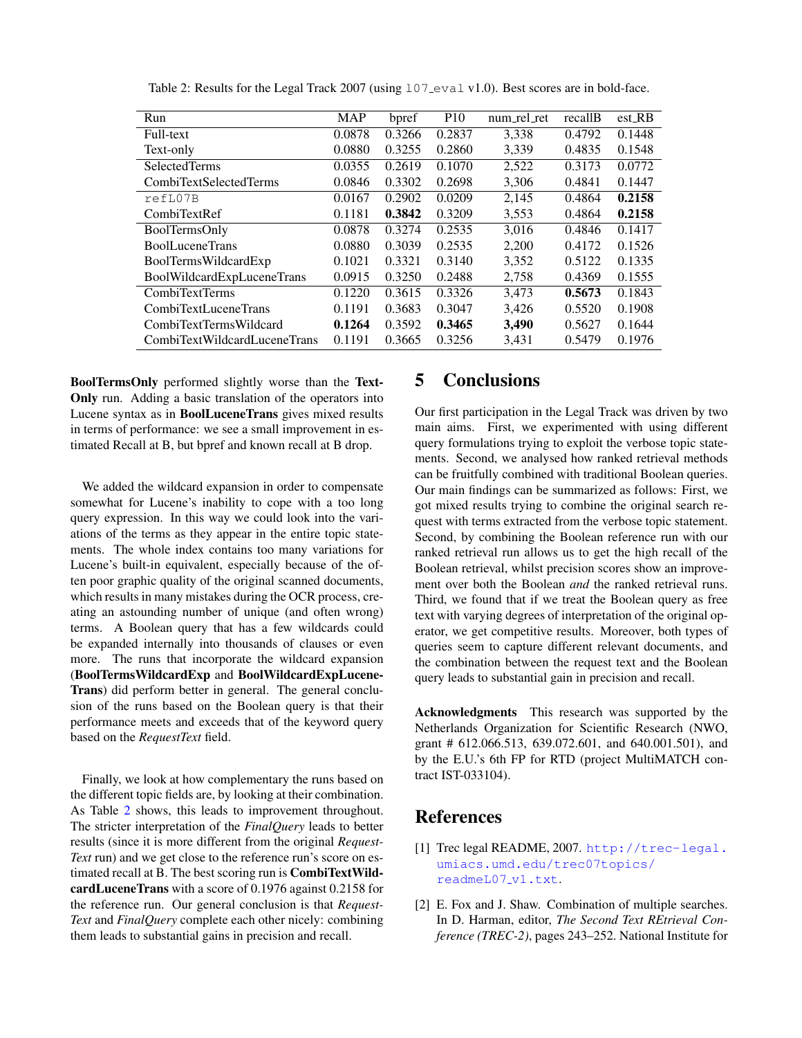Table 2: Results for the Legal Track 2007 (using `l07_eval` v1.0). Best scores are in bold-face.

| Run | MAP | bpref | P10 | num_rel_ret | recallB | est_RB |
|---|---|---|---|---|---|---|
| Full-text | 0.0878 | 0.3266 | 0.2837 | 3,338 | 0.4792 | 0.1448 |
| Text-only | 0.0880 | 0.3255 | 0.2860 | 3,339 | 0.4835 | 0.1548 |
| SelectedTerms | 0.0355 | 0.2619 | 0.1070 | 2,522 | 0.3173 | 0.0772 |
| CombiTextSelectedTerms | 0.0846 | 0.3302 | 0.2698 | 3,306 | 0.4841 | 0.1447 |
| `refL07B` | 0.0167 | 0.2902 | 0.0209 | 2,145 | 0.4864 | **0.2158** |
| CombiTextRef | 0.1181 | **0.3842** | 0.3209 | 3,553 | 0.4864 | **0.2158** |
| BoolTermsOnly | 0.0878 | 0.3274 | 0.2535 | 3,016 | 0.4846 | 0.1417 |
| BoolLuceneTrans | 0.0880 | 0.3039 | 0.2535 | 2,200 | 0.4172 | 0.1526 |
| BoolTermsWildcardExp | 0.1021 | 0.3321 | 0.3140 | 3,352 | 0.5122 | 0.1335 |
| BoolWildcardExpLuceneTrans | 0.0915 | 0.3250 | 0.2488 | 2,758 | 0.4369 | 0.1555 |
| CombiTextTerms | 0.1220 | 0.3615 | 0.3326 | 3,473 | **0.5673** | 0.1843 |
| CombiTextLuceneTrans | 0.1191 | 0.3683 | 0.3047 | 3,426 | 0.5520 | 0.1908 |
| CombiTextTermsWildcard | **0.1264** | 0.3592 | **0.3465** | **3,490** | 0.5627 | 0.1644 |
| CombiTextWildcardLuceneTrans | 0.1191 | 0.3665 | 0.3256 | 3,431 | 0.5479 | 0.1976 |

**BoolTermsOnly** performed slightly worse than the **Text-Only** run. Adding a basic translation of the operators into Lucene syntax as in **BoolLuceneTrans** gives mixed results in terms of performance: we see a small improvement in estimated Recall at B, but bpref and known recall at B drop.

We added the wildcard expansion in order to compensate somewhat for Lucene's inability to cope with a too long query expression. In this way we could look into the variations of the terms as they appear in the entire topic statements. The whole index contains too many variations for Lucene's built-in equivalent, especially because of the often poor graphic quality of the original scanned documents, which results in many mistakes during the OCR process, creating an astounding number of unique (and often wrong) terms. A Boolean query that has a few wildcards could be expanded internally into thousands of clauses or even more. The runs that incorporate the wildcard expansion (**BoolTermsWildcardExp** and **BoolWildcardExpLuceneTrans**) did perform better in general. The general conclusion of the runs based on the Boolean query is that their performance meets and exceeds that of the keyword query based on the *RequestText* field.

Finally, we look at how complementary the runs based on the different topic fields are, by looking at their combination. As Table 2 shows, this leads to improvement throughout. The stricter interpretation of the *FinalQuery* leads to better results (since it is more different from the original *RequestText* run) and we get close to the reference run's score on estimated recall at B. The best scoring run is **CombiTextWildcardLuceneTrans** with a score of 0.1976 against 0.2158 for the reference run. Our general conclusion is that *RequestText* and *FinalQuery* complete each other nicely: combining them leads to substantial gains in precision and recall.

## 5 Conclusions

Our first participation in the Legal Track was driven by two main aims. First, we experimented with using different query formulations trying to exploit the verbose topic statements. Second, we analysed how ranked retrieval methods can be fruitfully combined with traditional Boolean queries. Our main findings can be summarized as follows: First, we got mixed results trying to combine the original search request with terms extracted from the verbose topic statement. Second, by combining the Boolean reference run with our ranked retrieval run allows us to get the high recall of the Boolean retrieval, whilst precision scores show an improvement over both the Boolean *and* the ranked retrieval runs. Third, we found that if we treat the Boolean query as free text with varying degrees of interpretation of the original operator, we get competitive results. Moreover, both types of queries seem to capture different relevant documents, and the combination between the request text and the Boolean query leads to substantial gain in precision and recall.

**Acknowledgments** This research was supported by the Netherlands Organization for Scientific Research (NWO, grant # 612.066.513, 639.072.601, and 640.001.501), and by the E.U.'s 6th FP for RTD (project MultiMATCH contract IST-033104).

## References

[1] Trec legal README, 2007. http://trec-legal.umiacs.umd.edu/trec07topics/readmeL07_v1.txt.

[2] E. Fox and J. Shaw. Combination of multiple searches. In D. Harman, editor, *The Second Text REtrieval Conference (TREC-2)*, pages 243–252. National Institute for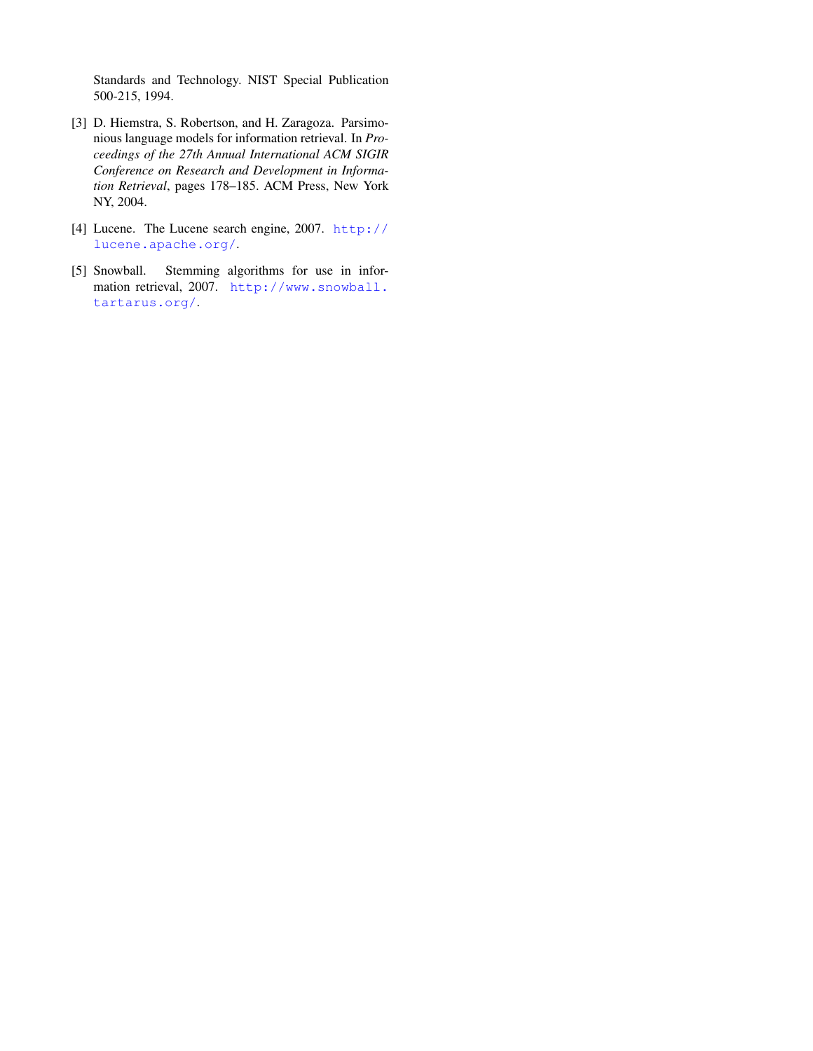Standards and Technology. NIST Special Publication 500-215, 1994.

[3] D. Hiemstra, S. Robertson, and H. Zaragoza. Parsimonious language models for information retrieval. In *Proceedings of the 27th Annual International ACM SIGIR Conference on Research and Development in Information Retrieval*, pages 178–185. ACM Press, New York NY, 2004.

[4] Lucene. The Lucene search engine, 2007. http://lucene.apache.org/.

[5] Snowball. Stemming algorithms for use in information retrieval, 2007. http://www.snowball.tartarus.org/.